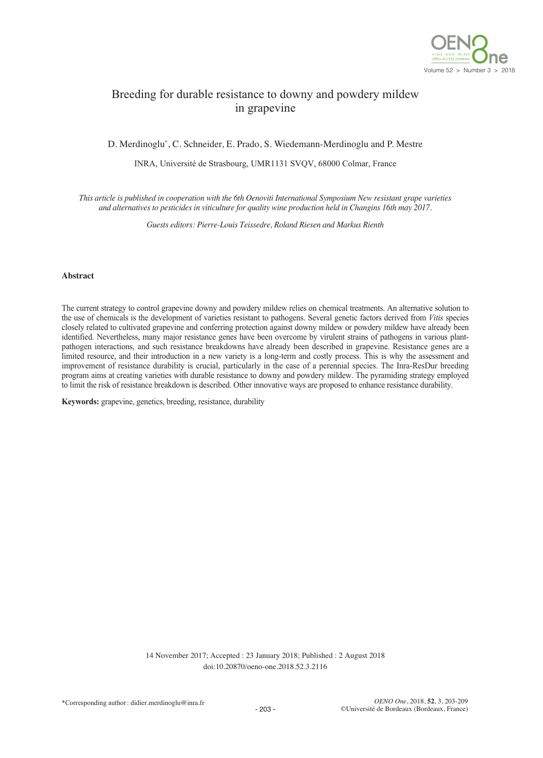# Breeding for durable resistance to downy and powdery mildew in grapevine

D. Merdinoglu*, C. Schneider, E. Prado, S. Wiedemann-Merdinoglu and P. Mestre

INRA, Université de Strasbourg, UMR1131 SVQV, 68000 Colmar, France

*This article is published in cooperation with the 6th Oenoviti International Symposium New resistant grape varieties and alternatives to pesticides in viticulture for quality wine production held in Changins 16th may 2017.*

*Guests editors: Pierre-Louis Teissedre, Roland Riesen and Markus Rienth*

## Abstract

The current strategy to control grapevine downy and powdery mildew relies on chemical treatments. An alternative solution to the use of chemicals is the development of varieties resistant to pathogens. Several genetic factors derived from *Vitis* species closely related to cultivated grapevine and conferring protection against downy mildew or powdery mildew have already been identified. Nevertheless, many major resistance genes have been overcome by virulent strains of pathogens in various plant-pathogen interactions, and such resistance breakdowns have already been described in grapevine. Resistance genes are a limited resource, and their introduction in a new variety is a long-term and costly process. This is why the assessment and improvement of resistance durability is crucial, particularly in the case of a perennial species. The Inra-ResDur breeding program aims at creating varieties with durable resistance to downy and powdery mildew. The pyramiding strategy employed to limit the risk of resistance breakdown is described. Other innovative ways are proposed to enhance resistance durability.

**Keywords:** grapevine, genetics, breeding, resistance, durability

14 November 2017; Accepted : 23 January 2018; Published : 2 August 2018
doi:10.20870/oeno-one.2018.52.3.2116

*Corresponding author: didier.merdinoglu@inra.fr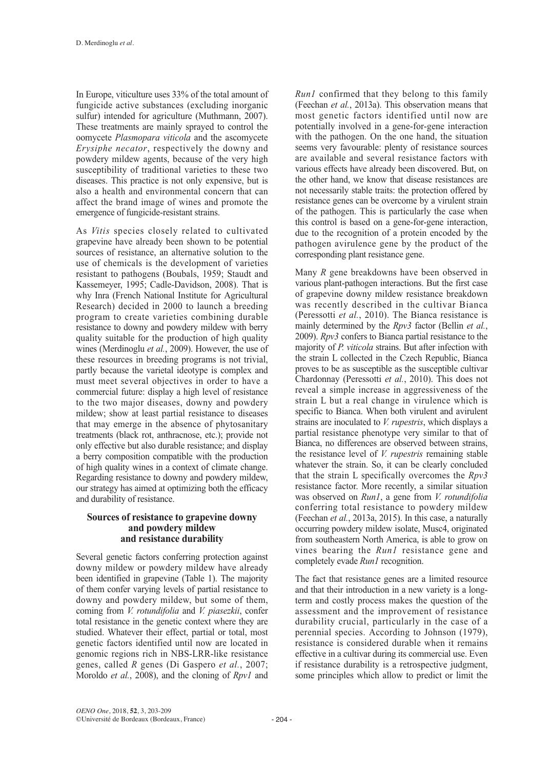In Europe, viticulture uses 33% of the total amount of fungicide active substances (excluding inorganic sulfur) intended for agriculture (Muthmann, 2007). These treatments are mainly sprayed to control the oomycete *Plasmopara viticola* and the ascomycete *Erysiphe necator*, respectively the downy and powdery mildew agents, because of the very high susceptibility of traditional varieties to these two diseases. This practice is not only expensive, but is also a health and environmental concern that can affect the brand image of wines and promote the emergence of fungicide-resistant strains.

As *Vitis* species closely related to cultivated grapevine have already been shown to be potential sources of resistance, an alternative solution to the use of chemicals is the development of varieties resistant to pathogens (Boubals, 1959; Staudt and Kassemeyer, 1995; Cadle-Davidson, 2008). That is why Inra (French National Institute for Agricultural Research) decided in 2000 to launch a breeding program to create varieties combining durable resistance to downy and powdery mildew with berry quality suitable for the production of high quality wines (Merdinoglu *et al.*, 2009). However, the use of these resources in breeding programs is not trivial, partly because the varietal ideotype is complex and must meet several objectives in order to have a commercial future: display a high level of resistance to the two major diseases, downy and powdery mildew; show at least partial resistance to diseases that may emerge in the absence of phytosanitary treatments (black rot, anthracnose, etc.); provide not only effective but also durable resistance; and display a berry composition compatible with the production of high quality wines in a context of climate change. Regarding resistance to downy and powdery mildew, our strategy has aimed at optimizing both the efficacy and durability of resistance.

## Sources of resistance to grapevine downy and powdery mildew and resistance durability

Several genetic factors conferring protection against downy mildew or powdery mildew have already been identified in grapevine (Table 1). The majority of them confer varying levels of partial resistance to downy and powdery mildew, but some of them, coming from *V. rotundifolia* and *V. piasezkii*, confer total resistance in the genetic context where they are studied. Whatever their effect, partial or total, most genetic factors identified until now are located in genomic regions rich in NBS-LRR-like resistance genes, called *R* genes (Di Gaspero *et al.*, 2007; Moroldo *et al.*, 2008), and the cloning of *Rpv1* and *Run1* confirmed that they belong to this family (Feechan *et al.*, 2013a). This observation means that most genetic factors identified until now are potentially involved in a gene-for-gene interaction with the pathogen. On the one hand, the situation seems very favourable: plenty of resistance sources are available and several resistance factors with various effects have already been discovered. But, on the other hand, we know that disease resistances are not necessarily stable traits: the protection offered by resistance genes can be overcome by a virulent strain of the pathogen. This is particularly the case when this control is based on a gene-for-gene interaction, due to the recognition of a protein encoded by the pathogen avirulence gene by the product of the corresponding plant resistance gene.

Many *R* gene breakdowns have been observed in various plant-pathogen interactions. But the first case of grapevine downy mildew resistance breakdown was recently described in the cultivar Bianca (Peressotti *et al.*, 2010). The Bianca resistance is mainly determined by the *Rpv3* factor (Bellin *et al.*, 2009). *Rpv3* confers to Bianca partial resistance to the majority of *P. viticola* strains. But after infection with the strain L collected in the Czech Republic, Bianca proves to be as susceptible as the susceptible cultivar Chardonnay (Peressotti *et al.*, 2010). This does not reveal a simple increase in aggressiveness of the strain L but a real change in virulence which is specific to Bianca. When both virulent and avirulent strains are inoculated to *V. rupestris*, which displays a partial resistance phenotype very similar to that of Bianca, no differences are observed between strains, the resistance level of *V. rupestris* remaining stable whatever the strain. So, it can be clearly concluded that the strain L specifically overcomes the *Rpv3* resistance factor. More recently, a similar situation was observed on *Run1*, a gene from *V. rotundifolia* conferring total resistance to powdery mildew (Feechan *et al.*, 2013a, 2015). In this case, a naturally occurring powdery mildew isolate, Musc4, originated from southeastern North America, is able to grow on vines bearing the *Run1* resistance gene and completely evade *Run1* recognition.

The fact that resistance genes are a limited resource and that their introduction in a new variety is a long-term and costly process makes the question of the assessment and the improvement of resistance durability crucial, particularly in the case of a perennial species. According to Johnson (1979), resistance is considered durable when it remains effective in a cultivar during its commercial use. Even if resistance durability is a retrospective judgment, some principles which allow to predict or limit the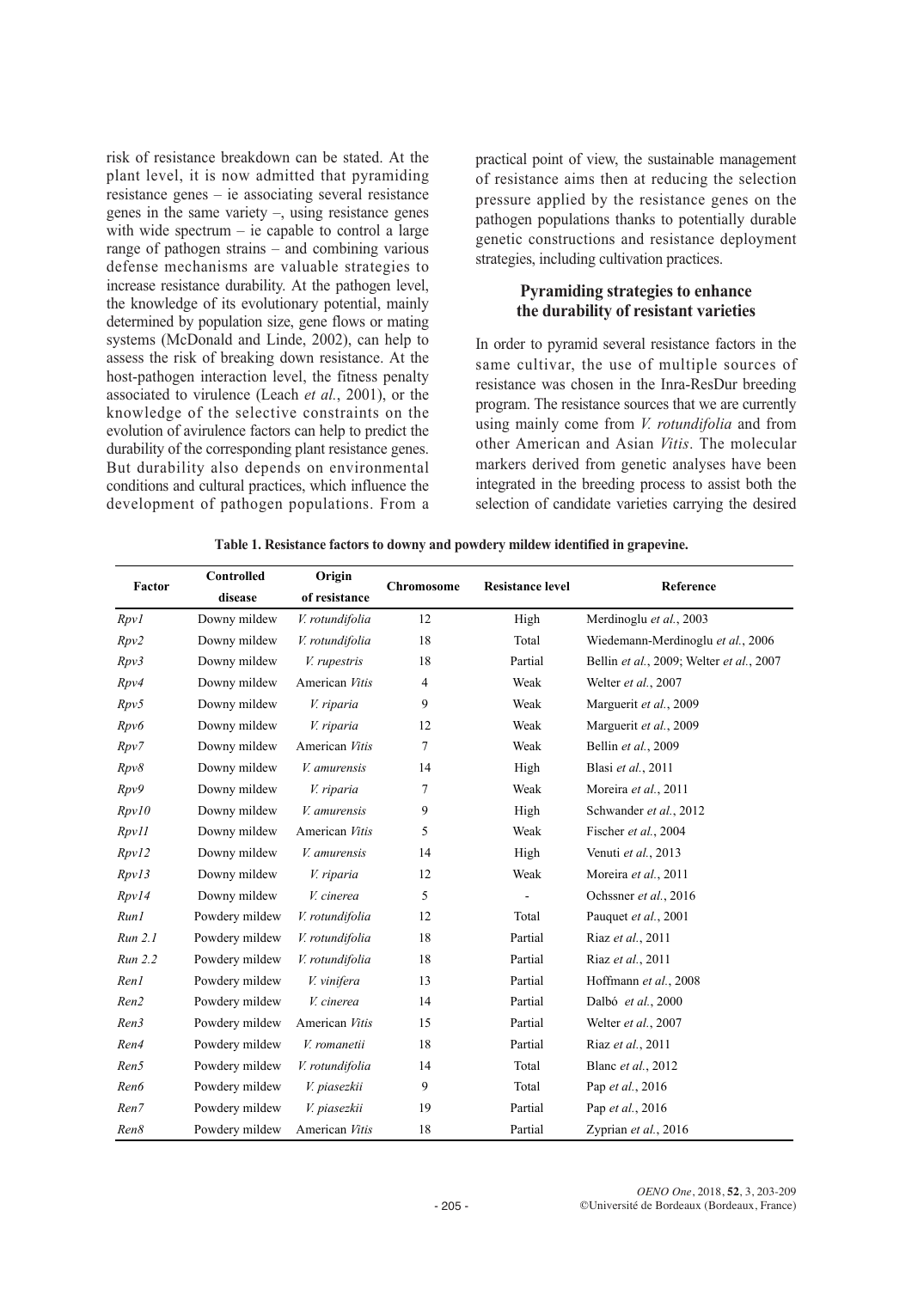risk of resistance breakdown can be stated. At the plant level, it is now admitted that pyramiding resistance genes – ie associating several resistance genes in the same variety –, using resistance genes with wide spectrum – ie capable to control a large range of pathogen strains – and combining various defense mechanisms are valuable strategies to increase resistance durability. At the pathogen level, the knowledge of its evolutionary potential, mainly determined by population size, gene flows or mating systems (McDonald and Linde, 2002), can help to assess the risk of breaking down resistance. At the host-pathogen interaction level, the fitness penalty associated to virulence (Leach *et al.*, 2001), or the knowledge of the selective constraints on the evolution of avirulence factors can help to predict the durability of the corresponding plant resistance genes. But durability also depends on environmental conditions and cultural practices, which influence the development of pathogen populations. From a practical point of view, the sustainable management of resistance aims then at reducing the selection pressure applied by the resistance genes on the pathogen populations thanks to potentially durable genetic constructions and resistance deployment strategies, including cultivation practices.

## Pyramiding strategies to enhance the durability of resistant varieties

In order to pyramid several resistance factors in the same cultivar, the use of multiple sources of resistance was chosen in the Inra-ResDur breeding program. The resistance sources that we are currently using mainly come from *V. rotundifolia* and from other American and Asian *Vitis*. The molecular markers derived from genetic analyses have been integrated in the breeding process to assist both the selection of candidate varieties carrying the desired

**Table 1. Resistance factors to downy and powdery mildew identified in grapevine.**

| Factor | Controlled disease | Origin of resistance | Chromosome | Resistance level | Reference |
|---|---|---|---|---|---|
| *Rpv1* | Downy mildew | *V. rotundifolia* | 12 | High | Merdinoglu *et al.*, 2003 |
| *Rpv2* | Downy mildew | *V. rotundifolia* | 18 | Total | Wiedemann-Merdinoglu *et al.*, 2006 |
| *Rpv3* | Downy mildew | *V. rupestris* | 18 | Partial | Bellin *et al.*, 2009; Welter *et al.*, 2007 |
| *Rpv4* | Downy mildew | American *Vitis* | 4 | Weak | Welter *et al.*, 2007 |
| *Rpv5* | Downy mildew | *V. riparia* | 9 | Weak | Marguerit *et al.*, 2009 |
| *Rpv6* | Downy mildew | *V. riparia* | 12 | Weak | Marguerit *et al.*, 2009 |
| *Rpv7* | Downy mildew | American *Vitis* | 7 | Weak | Bellin *et al.*, 2009 |
| *Rpv8* | Downy mildew | *V. amurensis* | 14 | High | Blasi *et al.*, 2011 |
| *Rpv9* | Downy mildew | *V. riparia* | 7 | Weak | Moreira *et al.*, 2011 |
| *Rpv10* | Downy mildew | *V. amurensis* | 9 | High | Schwander *et al.*, 2012 |
| *Rpv11* | Downy mildew | American *Vitis* | 5 | Weak | Fischer *et al.*, 2004 |
| *Rpv12* | Downy mildew | *V. amurensis* | 14 | High | Venuti *et al.*, 2013 |
| *Rpv13* | Downy mildew | *V. riparia* | 12 | Weak | Moreira *et al.*, 2011 |
| *Rpv14* | Downy mildew | *V. cinerea* | 5 | - | Ochssner *et al.*, 2016 |
| *Run1* | Powdery mildew | *V. rotundifolia* | 12 | Total | Pauquet *et al.*, 2001 |
| *Run 2.1* | Powdery mildew | *V. rotundifolia* | 18 | Partial | Riaz *et al.*, 2011 |
| *Run 2.2* | Powdery mildew | *V. rotundifolia* | 18 | Partial | Riaz *et al.*, 2011 |
| *Ren1* | Powdery mildew | *V. vinifera* | 13 | Partial | Hoffmann *et al.*, 2008 |
| *Ren2* | Powdery mildew | *V. cinerea* | 14 | Partial | Dalbó *et al.*, 2000 |
| *Ren3* | Powdery mildew | American *Vitis* | 15 | Partial | Welter *et al.*, 2007 |
| *Ren4* | Powdery mildew | *V. romanetii* | 18 | Partial | Riaz *et al.*, 2011 |
| *Ren5* | Powdery mildew | *V. rotundifolia* | 14 | Total | Blanc *et al.*, 2012 |
| *Ren6* | Powdery mildew | *V. piasezkii* | 9 | Total | Pap *et al.*, 2016 |
| *Ren7* | Powdery mildew | *V. piasezkii* | 19 | Partial | Pap *et al.*, 2016 |
| *Ren8* | Powdery mildew | American *Vitis* | 18 | Partial | Zyprian *et al.*, 2016 |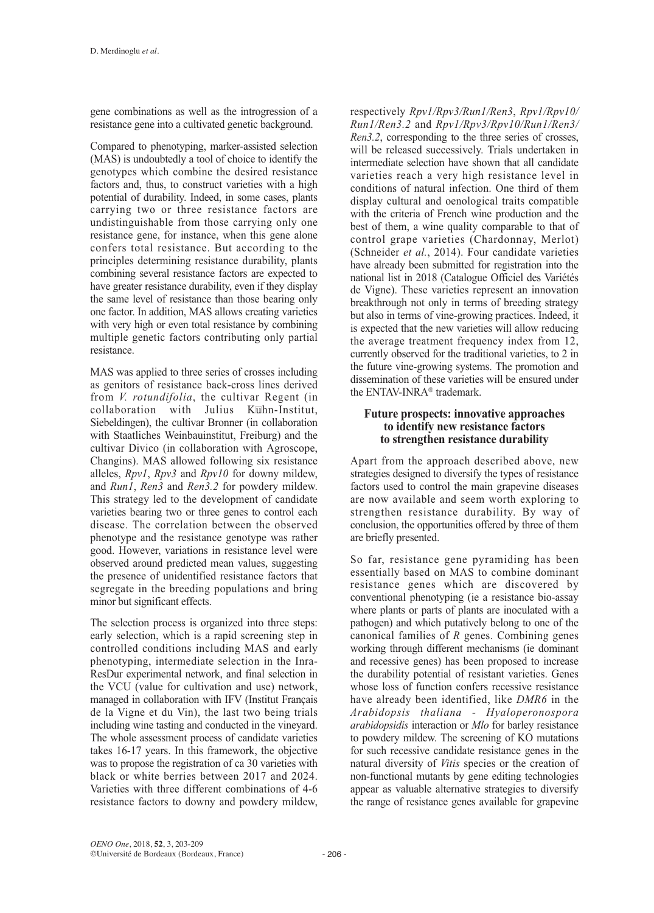gene combinations as well as the introgression of a resistance gene into a cultivated genetic background.

Compared to phenotyping, marker-assisted selection (MAS) is undoubtedly a tool of choice to identify the genotypes which combine the desired resistance factors and, thus, to construct varieties with a high potential of durability. Indeed, in some cases, plants carrying two or three resistance factors are undistinguishable from those carrying only one resistance gene, for instance, when this gene alone confers total resistance. But according to the principles determining resistance durability, plants combining several resistance factors are expected to have greater resistance durability, even if they display the same level of resistance than those bearing only one factor. In addition, MAS allows creating varieties with very high or even total resistance by combining multiple genetic factors contributing only partial resistance.

MAS was applied to three series of crosses including as genitors of resistance back-cross lines derived from *V. rotundifolia*, the cultivar Regent (in collaboration with Julius Kühn-Institut, Siebeldingen), the cultivar Bronner (in collaboration with Staatliches Weinbauinstitut, Freiburg) and the cultivar Divico (in collaboration with Agroscope, Changins). MAS allowed following six resistance alleles, *Rpv1*, *Rpv3* and *Rpv10* for downy mildew, and *Run1*, *Ren3* and *Ren3.2* for powdery mildew. This strategy led to the development of candidate varieties bearing two or three genes to control each disease. The correlation between the observed phenotype and the resistance genotype was rather good. However, variations in resistance level were observed around predicted mean values, suggesting the presence of unidentified resistance factors that segregate in the breeding populations and bring minor but significant effects.

The selection process is organized into three steps: early selection, which is a rapid screening step in controlled conditions including MAS and early phenotyping, intermediate selection in the Inra-ResDur experimental network, and final selection in the VCU (value for cultivation and use) network, managed in collaboration with IFV (Institut Français de la Vigne et du Vin), the last two being trials including wine tasting and conducted in the vineyard. The whole assessment process of candidate varieties takes 16-17 years. In this framework, the objective was to propose the registration of ca 30 varieties with black or white berries between 2017 and 2024. Varieties with three different combinations of 4-6 resistance factors to downy and powdery mildew, respectively *Rpv1/Rpv3/Run1/Ren3*, *Rpv1/Rpv10/Run1/Ren3.2* and *Rpv1/Rpv3/Rpv10/Run1/Ren3/Ren3.2*, corresponding to the three series of crosses, will be released successively. Trials undertaken in intermediate selection have shown that all candidate varieties reach a very high resistance level in conditions of natural infection. One third of them display cultural and oenological traits compatible with the criteria of French wine production and the best of them, a wine quality comparable to that of control grape varieties (Chardonnay, Merlot) (Schneider *et al.*, 2014). Four candidate varieties have already been submitted for registration into the national list in 2018 (Catalogue Officiel des Variétés de Vigne). These varieties represent an innovation breakthrough not only in terms of breeding strategy but also in terms of vine-growing practices. Indeed, it is expected that the new varieties will allow reducing the average treatment frequency index from 12, currently observed for the traditional varieties, to 2 in the future vine-growing systems. The promotion and dissemination of these varieties will be ensured under the ENTAV-INRA® trademark.

## Future prospects: innovative approaches to identify new resistance factors to strengthen resistance durability

Apart from the approach described above, new strategies designed to diversify the types of resistance factors used to control the main grapevine diseases are now available and seem worth exploring to strengthen resistance durability. By way of conclusion, the opportunities offered by three of them are briefly presented.

So far, resistance gene pyramiding has been essentially based on MAS to combine dominant resistance genes which are discovered by conventional phenotyping (ie a resistance bio-assay where plants or parts of plants are inoculated with a pathogen) and which putatively belong to one of the canonical families of *R* genes. Combining genes working through different mechanisms (ie dominant and recessive genes) has been proposed to increase the durability potential of resistant varieties. Genes whose loss of function confers recessive resistance have already been identified, like *DMR6* in the *Arabidopsis thaliana - Hyaloperonospora arabidopsidis* interaction or *Mlo* for barley resistance to powdery mildew. The screening of KO mutations for such recessive candidate resistance genes in the natural diversity of *Vitis* species or the creation of non-functional mutants by gene editing technologies appear as valuable alternative strategies to diversify the range of resistance genes available for grapevine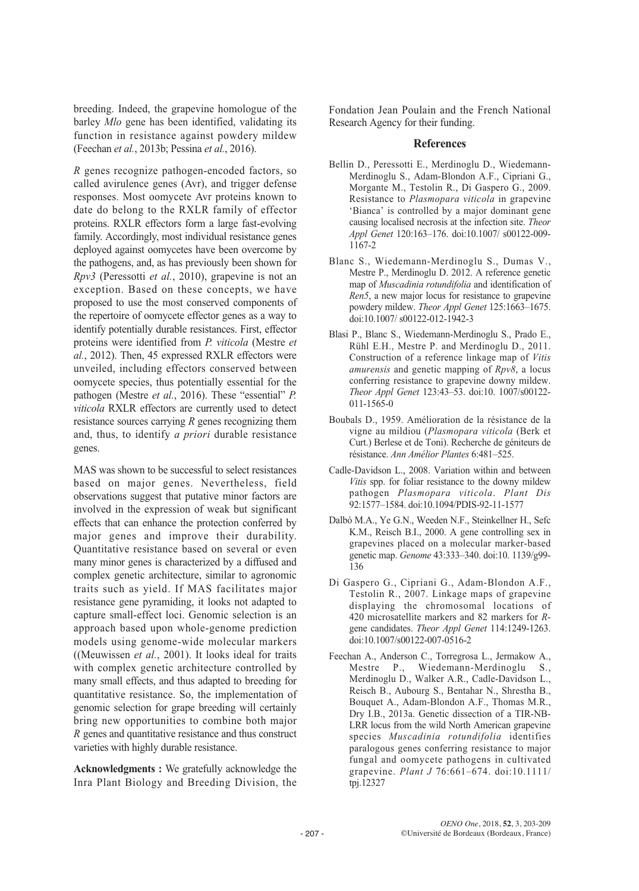breeding. Indeed, the grapevine homologue of the barley *Mlo* gene has been identified, validating its function in resistance against powdery mildew (Feechan *et al.*, 2013b; Pessina *et al.*, 2016).

*R* genes recognize pathogen-encoded factors, so called avirulence genes (Avr), and trigger defense responses. Most oomycete Avr proteins known to date do belong to the RXLR family of effector proteins. RXLR effectors form a large fast-evolving family. Accordingly, most individual resistance genes deployed against oomycetes have been overcome by the pathogens, and, as has previously been shown for *Rpv3* (Peressotti *et al.*, 2010), grapevine is not an exception. Based on these concepts, we have proposed to use the most conserved components of the repertoire of oomycete effector genes as a way to identify potentially durable resistances. First, effector proteins were identified from *P. viticola* (Mestre *et al.*, 2012). Then, 45 expressed RXLR effectors were unveiled, including effectors conserved between oomycete species, thus potentially essential for the pathogen (Mestre *et al.*, 2016). These "essential" *P. viticola* RXLR effectors are currently used to detect resistance sources carrying *R* genes recognizing them and, thus, to identify *a priori* durable resistance genes.

MAS was shown to be successful to select resistances based on major genes. Nevertheless, field observations suggest that putative minor factors are involved in the expression of weak but significant effects that can enhance the protection conferred by major genes and improve their durability. Quantitative resistance based on several or even many minor genes is characterized by a diffused and complex genetic architecture, similar to agronomic traits such as yield. If MAS facilitates major resistance gene pyramiding, it looks not adapted to capture small-effect loci. Genomic selection is an approach based upon whole-genome prediction models using genome-wide molecular markers ((Meuwissen *et al.*, 2001). It looks ideal for traits with complex genetic architecture controlled by many small effects, and thus adapted to breeding for quantitative resistance. So, the implementation of genomic selection for grape breeding will certainly bring new opportunities to combine both major *R* genes and quantitative resistance and thus construct varieties with highly durable resistance.

**Acknowledgments :** We gratefully acknowledge the Inra Plant Biology and Breeding Division, the Fondation Jean Poulain and the French National Research Agency for their funding.

## References

Bellin D., Peressotti E., Merdinoglu D., Wiedemann-Merdinoglu S., Adam-Blondon A.F., Cipriani G., Morgante M., Testolin R., Di Gaspero G., 2009. Resistance to *Plasmopara viticola* in grapevine 'Bianca' is controlled by a major dominant gene causing localised necrosis at the infection site. *Theor Appl Genet* 120:163–176. doi:10.1007/ s00122-009-1167-2

Blanc S., Wiedemann-Merdinoglu S., Dumas V., Mestre P., Merdinoglu D. 2012. A reference genetic map of *Muscadinia rotundifolia* and identification of *Ren5*, a new major locus for resistance to grapevine powdery mildew. *Theor Appl Genet* 125:1663–1675. doi:10.1007/ s00122-012-1942-3

Blasi P., Blanc S., Wiedemann-Merdinoglu S., Prado E., Rühl E.H., Mestre P. and Merdinoglu D., 2011. Construction of a reference linkage map of *Vitis amurensis* and genetic mapping of *Rpv8*, a locus conferring resistance to grapevine downy mildew. *Theor Appl Genet* 123:43–53. doi:10. 1007/s00122-011-1565-0

Boubals D., 1959. Amélioration de la résistance de la vigne au mildiou (*Plasmopara viticola* (Berk et Curt.) Berlese et de Toni). Recherche de géniteurs de résistance. *Ann Amélior Plantes* 6:481–525.

Cadle-Davidson L., 2008. Variation within and between *Vitis* spp. for foliar resistance to the downy mildew pathogen *Plasmopara viticola*. *Plant Dis* 92:1577–1584. doi:10.1094/PDIS-92-11-1577

Dalbó M.A., Ye G.N., Weeden N.F., Steinkellner H., Sefc K.M., Reisch B.I., 2000. A gene controlling sex in grapevines placed on a molecular marker-based genetic map. *Genome* 43:333–340. doi:10. 1139/g99-136

Di Gaspero G., Cipriani G., Adam-Blondon A.F., Testolin R., 2007. Linkage maps of grapevine displaying the chromosomal locations of 420 microsatellite markers and 82 markers for *R*-gene candidates. *Theor Appl Genet* 114:1249-1263. doi:10.1007/s00122-007-0516-2

Feechan A., Anderson C., Torregrosa L., Jermakow A., Mestre P., Wiedemann-Merdinoglu S., Merdinoglu D., Walker A.R., Cadle-Davidson L., Reisch B., Aubourg S., Bentahar N., Shrestha B., Bouquet A., Adam-Blondon A.F., Thomas M.R., Dry I.B., 2013a. Genetic dissection of a TIR-NB-LRR locus from the wild North American grapevine species *Muscadinia rotundifolia* identifies paralogous genes conferring resistance to major fungal and oomycete pathogens in cultivated grapevine. *Plant J* 76:661–674. doi:10.1111/ tpj.12327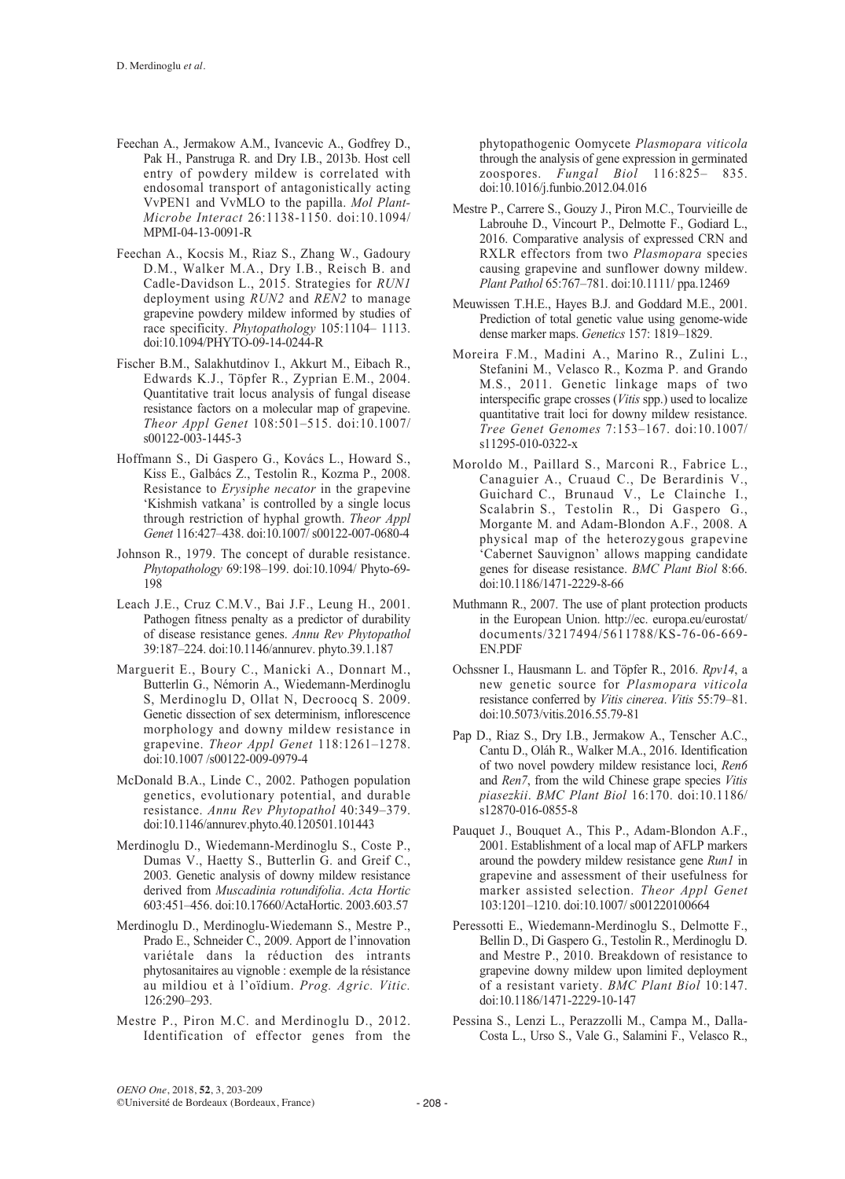Feechan A., Jermakow A.M., Ivancevic A., Godfrey D., Pak H., Panstruga R. and Dry I.B., 2013b. Host cell entry of powdery mildew is correlated with endosomal transport of antagonistically acting VvPEN1 and VvMLO to the papilla. *Mol Plant-Microbe Interact* 26:1138-1150. doi:10.1094/MPMI-04-13-0091-R

Feechan A., Kocsis M., Riaz S., Zhang W., Gadoury D.M., Walker M.A., Dry I.B., Reisch B. and Cadle-Davidson L., 2015. Strategies for *RUN1* deployment using *RUN2* and *REN2* to manage grapevine powdery mildew informed by studies of race specificity. *Phytopathology* 105:1104– 1113. doi:10.1094/PHYTO-09-14-0244-R

Fischer B.M., Salakhutdinov I., Akkurt M., Eibach R., Edwards K.J., Töpfer R., Zyprian E.M., 2004. Quantitative trait locus analysis of fungal disease resistance factors on a molecular map of grapevine. *Theor Appl Genet* 108:501–515. doi:10.1007/s00122-003-1445-3

Hoffmann S., Di Gaspero G., Kovács L., Howard S., Kiss E., Galbács Z., Testolin R., Kozma P., 2008. Resistance to *Erysiphe necator* in the grapevine 'Kishmish vatkana' is controlled by a single locus through restriction of hyphal growth. *Theor Appl Genet* 116:427–438. doi:10.1007/ s00122-007-0680-4

Johnson R., 1979. The concept of durable resistance. *Phytopathology* 69:198–199. doi:10.1094/ Phyto-69-198

Leach J.E., Cruz C.M.V., Bai J.F., Leung H., 2001. Pathogen fitness penalty as a predictor of durability of disease resistance genes. *Annu Rev Phytopathol* 39:187–224. doi:10.1146/annurev. phyto.39.1.187

Marguerit E., Boury C., Manicki A., Donnart M., Butterlin G., Némorin A., Wiedemann-Merdinoglu S, Merdinoglu D, Ollat N, Decroocq S. 2009. Genetic dissection of sex determinism, inflorescence morphology and downy mildew resistance in grapevine. *Theor Appl Genet* 118:1261–1278. doi:10.1007 /s00122-009-0979-4

McDonald B.A., Linde C., 2002. Pathogen population genetics, evolutionary potential, and durable resistance. *Annu Rev Phytopathol* 40:349–379. doi:10.1146/annurev.phyto.40.120501.101443

Merdinoglu D., Wiedemann-Merdinoglu S., Coste P., Dumas V., Haetty S., Butterlin G. and Greif C., 2003. Genetic analysis of downy mildew resistance derived from *Muscadinia rotundifolia*. *Acta Hortic* 603:451–456. doi:10.17660/ActaHortic. 2003.603.57

Merdinoglu D., Merdinoglu-Wiedemann S., Mestre P., Prado E., Schneider C., 2009. Apport de l'innovation variétale dans la réduction des intrants phytosanitaires au vignoble : exemple de la résistance au mildiou et à l'oïdium. *Prog. Agric. Vitic.* 126:290–293.

Mestre P., Piron M.C. and Merdinoglu D., 2012. Identification of effector genes from the phytopathogenic Oomycete *Plasmopara viticola* through the analysis of gene expression in germinated zoospores. *Fungal Biol* 116:825– 835. doi:10.1016/j.funbio.2012.04.016

Mestre P., Carrere S., Gouzy J., Piron M.C., Tourvieille de Labrouhe D., Vincourt P., Delmotte F., Godiard L., 2016. Comparative analysis of expressed CRN and RXLR effectors from two *Plasmopara* species causing grapevine and sunflower downy mildew. *Plant Pathol* 65:767–781. doi:10.1111/ ppa.12469

Meuwissen T.H.E., Hayes B.J. and Goddard M.E., 2001. Prediction of total genetic value using genome-wide dense marker maps. *Genetics* 157: 1819–1829.

Moreira F.M., Madini A., Marino R., Zulini L., Stefanini M., Velasco R., Kozma P. and Grando M.S., 2011. Genetic linkage maps of two interspecific grape crosses (*Vitis* spp.) used to localize quantitative trait loci for downy mildew resistance. *Tree Genet Genomes* 7:153–167. doi:10.1007/ s11295-010-0322-x

Moroldo M., Paillard S., Marconi R., Fabrice L., Canaguier A., Cruaud C., De Berardinis V., Guichard C., Brunaud V., Le Clainche I., Scalabrin S., Testolin R., Di Gaspero G., Morgante M. and Adam-Blondon A.F., 2008. A physical map of the heterozygous grapevine 'Cabernet Sauvignon' allows mapping candidate genes for disease resistance. *BMC Plant Biol* 8:66. doi:10.1186/1471-2229-8-66

Muthmann R., 2007. The use of plant protection products in the European Union. http://ec. europa.eu/eurostat/ documents/3217494/5611788/KS-76-06-669-EN.PDF

Ochssner I., Hausmann L. and Töpfer R., 2016. *Rpv14*, a new genetic source for *Plasmopara viticola* resistance conferred by *Vitis cinerea*. *Vitis* 55:79–81. doi:10.5073/vitis.2016.55.79-81

Pap D., Riaz S., Dry I.B., Jermakow A., Tenscher A.C., Cantu D., Oláh R., Walker M.A., 2016. Identification of two novel powdery mildew resistance loci, *Ren6* and *Ren7*, from the wild Chinese grape species *Vitis piasezkii*. *BMC Plant Biol* 16:170. doi:10.1186/ s12870-016-0855-8

Pauquet J., Bouquet A., This P., Adam-Blondon A.F., 2001. Establishment of a local map of AFLP markers around the powdery mildew resistance gene *Run1* in grapevine and assessment of their usefulness for marker assisted selection. *Theor Appl Genet* 103:1201–1210. doi:10.1007/ s001220100664

Peressotti E., Wiedemann-Merdinoglu S., Delmotte F., Bellin D., Di Gaspero G., Testolin R., Merdinoglu D. and Mestre P., 2010. Breakdown of resistance to grapevine downy mildew upon limited deployment of a resistant variety. *BMC Plant Biol* 10:147. doi:10.1186/1471-2229-10-147

Pessina S., Lenzi L., Perazzolli M., Campa M., Dalla-Costa L., Urso S., Vale G., Salamini F., Velasco R.,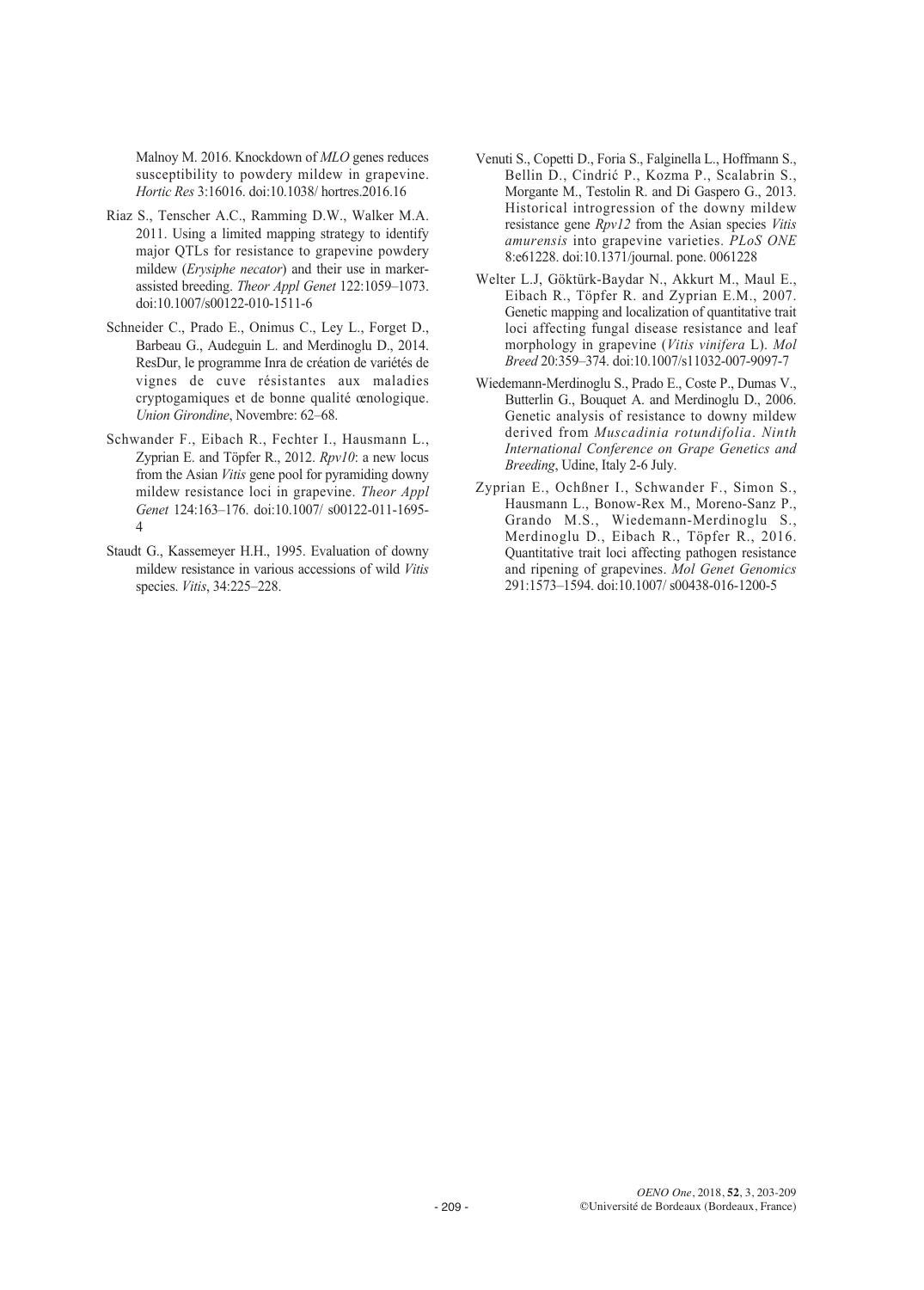Malnoy M. 2016. Knockdown of *MLO* genes reduces susceptibility to powdery mildew in grapevine. *Hortic Res* 3:16016. doi:10.1038/ hortres.2016.16

Riaz S., Tenscher A.C., Ramming D.W., Walker M.A. 2011. Using a limited mapping strategy to identify major QTLs for resistance to grapevine powdery mildew (*Erysiphe necator*) and their use in marker-assisted breeding. *Theor Appl Genet* 122:1059–1073. doi:10.1007/s00122-010-1511-6

Schneider C., Prado E., Onimus C., Ley L., Forget D., Barbeau G., Audeguin L. and Merdinoglu D., 2014. ResDur, le programme Inra de création de variétés de vignes de cuve résistantes aux maladies cryptogamiques et de bonne qualité œnologique. *Union Girondine*, Novembre: 62–68.

Schwander F., Eibach R., Fechter I., Hausmann L., Zyprian E. and Töpfer R., 2012. *Rpv10*: a new locus from the Asian *Vitis* gene pool for pyramiding downy mildew resistance loci in grapevine. *Theor Appl Genet* 124:163–176. doi:10.1007/ s00122-011-1695-4

Staudt G., Kassemeyer H.H., 1995. Evaluation of downy mildew resistance in various accessions of wild *Vitis* species. *Vitis*, 34:225–228.

Venuti S., Copetti D., Foria S., Falginella L., Hoffmann S., Bellin D., Cindrić P., Kozma P., Scalabrin S., Morgante M., Testolin R. and Di Gaspero G., 2013. Historical introgression of the downy mildew resistance gene *Rpv12* from the Asian species *Vitis amurensis* into grapevine varieties. *PLoS ONE* 8:e61228. doi:10.1371/journal. pone. 0061228

Welter L.J, Göktürk-Baydar N., Akkurt M., Maul E., Eibach R., Töpfer R. and Zyprian E.M., 2007. Genetic mapping and localization of quantitative trait loci affecting fungal disease resistance and leaf morphology in grapevine (*Vitis vinifera* L). *Mol Breed* 20:359–374. doi:10.1007/s11032-007-9097-7

Wiedemann-Merdinoglu S., Prado E., Coste P., Dumas V., Butterlin G., Bouquet A. and Merdinoglu D., 2006. Genetic analysis of resistance to downy mildew derived from *Muscadinia rotundifolia*. *Ninth International Conference on Grape Genetics and Breeding*, Udine, Italy 2-6 July.

Zyprian E., Ochßner I., Schwander F., Simon S., Hausmann L., Bonow-Rex M., Moreno-Sanz P., Grando M.S., Wiedemann-Merdinoglu S., Merdinoglu D., Eibach R., Töpfer R., 2016. Quantitative trait loci affecting pathogen resistance and ripening of grapevines. *Mol Genet Genomics* 291:1573–1594. doi:10.1007/ s00438-016-1200-5